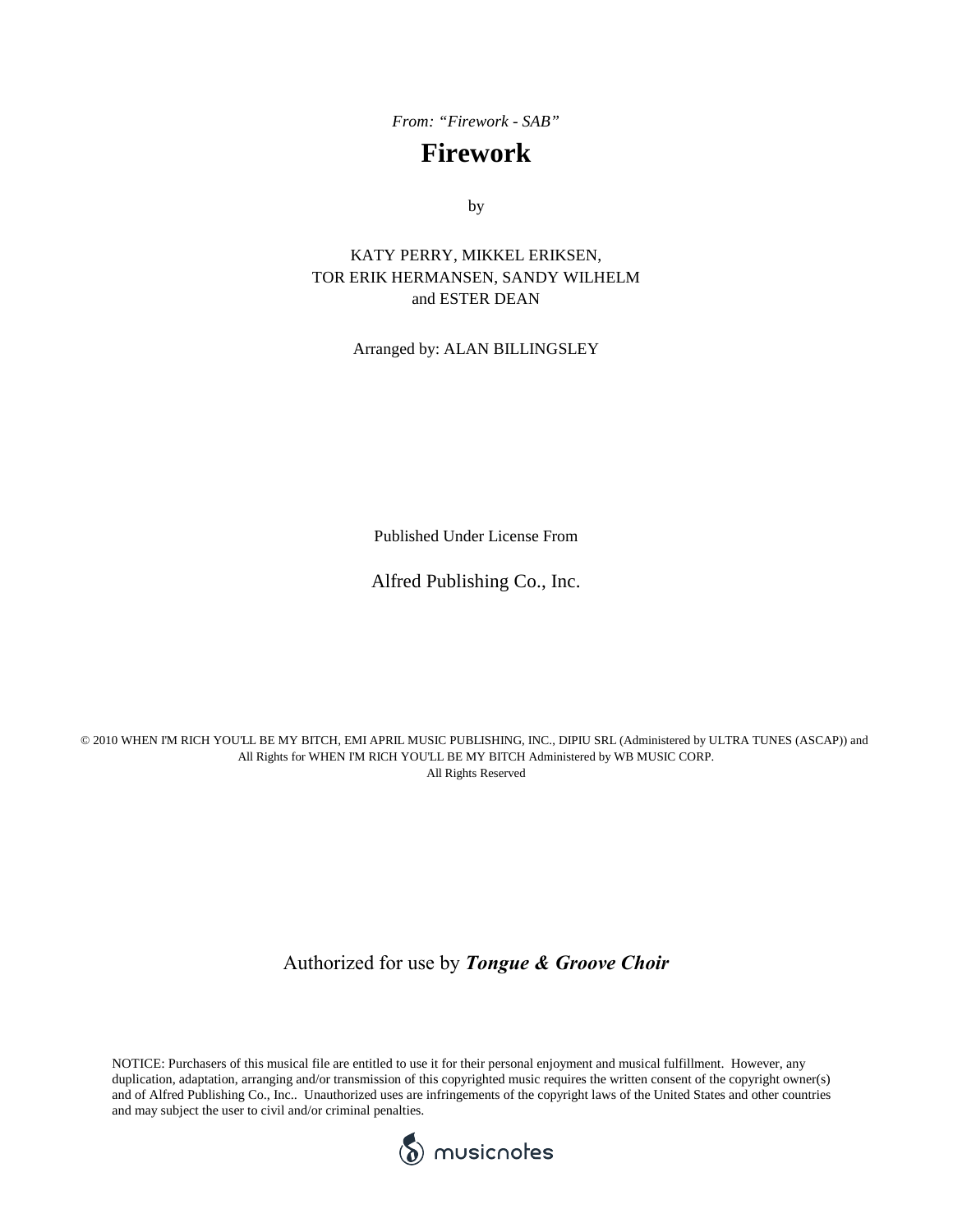*From: "Firework - SAB"*

# Firework

by

KATY PERRY, MIKKEL ERIKSEN,
TOR ERIK HERMANSEN, SANDY WILHELM
and ESTER DEAN

Arranged by: ALAN BILLINGSLEY

Published Under License From

Alfred Publishing Co., Inc.

© 2010 WHEN I'M RICH YOU'LL BE MY BITCH, EMI APRIL MUSIC PUBLISHING, INC., DIPIU SRL (Administered by ULTRA TUNES (ASCAP)) and All Rights for WHEN I'M RICH YOU'LL BE MY BITCH Administered by WB MUSIC CORP.
All Rights Reserved

Authorized for use by ***Tongue & Groove Choir***

NOTICE: Purchasers of this musical file are entitled to use it for their personal enjoyment and musical fulfillment. However, any duplication, adaptation, arranging and/or transmission of this copyrighted music requires the written consent of the copyright owner(s) and of Alfred Publishing Co., Inc.. Unauthorized uses are infringements of the copyright laws of the United States and other countries and may subject the user to civil and/or criminal penalties.

musicnotes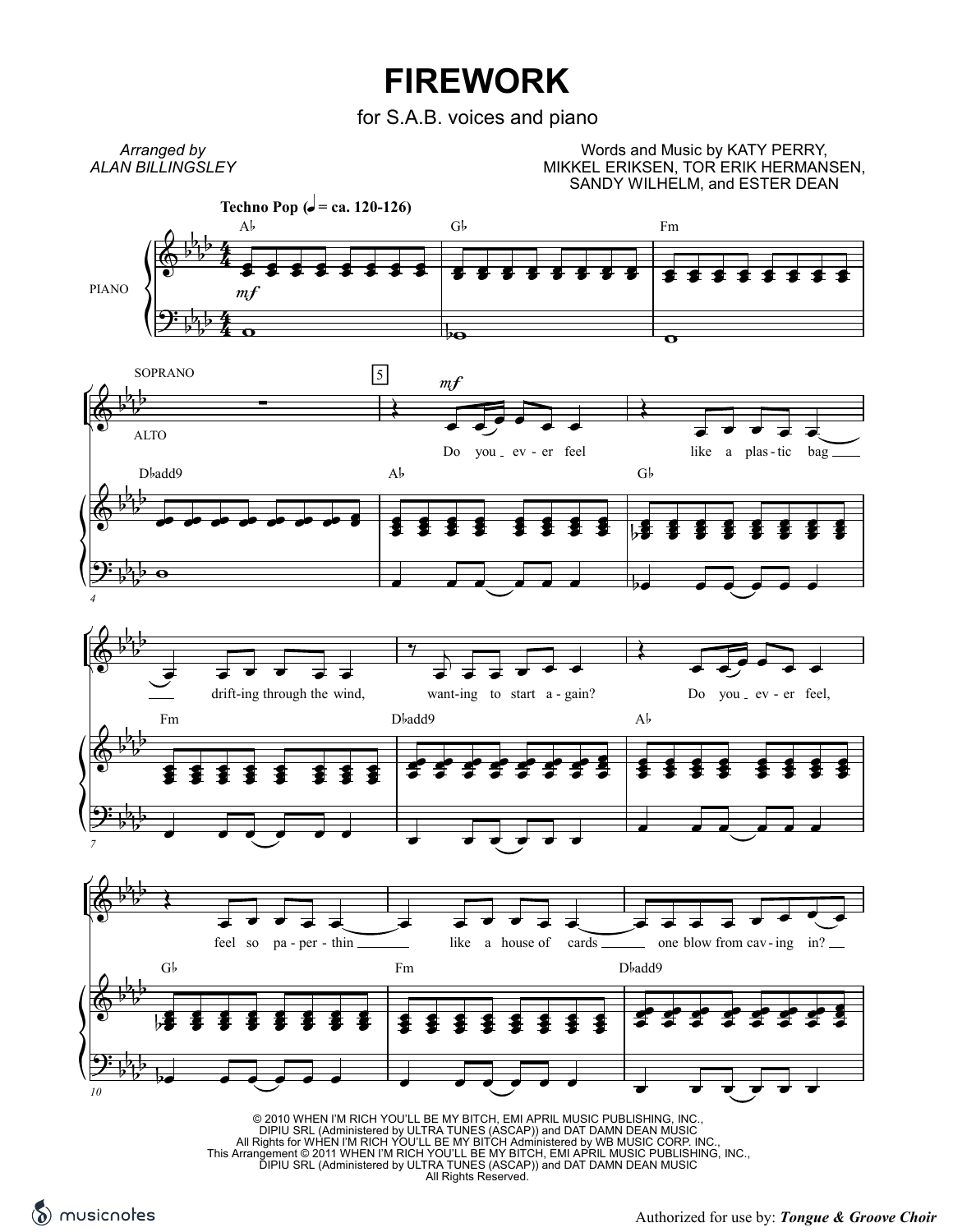# FIREWORK

for S.A.B. voices and piano

*Arranged by*
*ALAN BILLINGSLEY*

Words and Music by KATY PERRY,
MIKKEL ERIKSEN, TOR ERIK HERMANSEN,
SANDY WILHELM, and ESTER DEAN

**Techno Pop** (♩ = ca. 120-126)

Do you ev - er feel like a plas - tic bag drift - ing through the wind, want - ing to start a - gain? Do you ev - er feel, feel so pa - per - thin like a house of cards one blow from cav - ing in?

© 2010 WHEN I'M RICH YOU'LL BE MY BITCH, EMI APRIL MUSIC PUBLISHING, INC.,
DIPIU SRL (Administered by ULTRA TUNES (ASCAP)) and DAT DAMN DEAN MUSIC
All Rights for WHEN I'M RICH YOU'LL BE MY BITCH Administered by WB MUSIC CORP. INC.,
This Arrangement © 2011 WHEN I'M RICH YOU'LL BE MY BITCH, EMI APRIL MUSIC PUBLISHING, INC.,
DIPIU SRL (Administered by ULTRA TUNES (ASCAP)) and DAT DAMN DEAN MUSIC
All Rights Reserved.

Authorized for use by: ***Tongue & Groove Choir***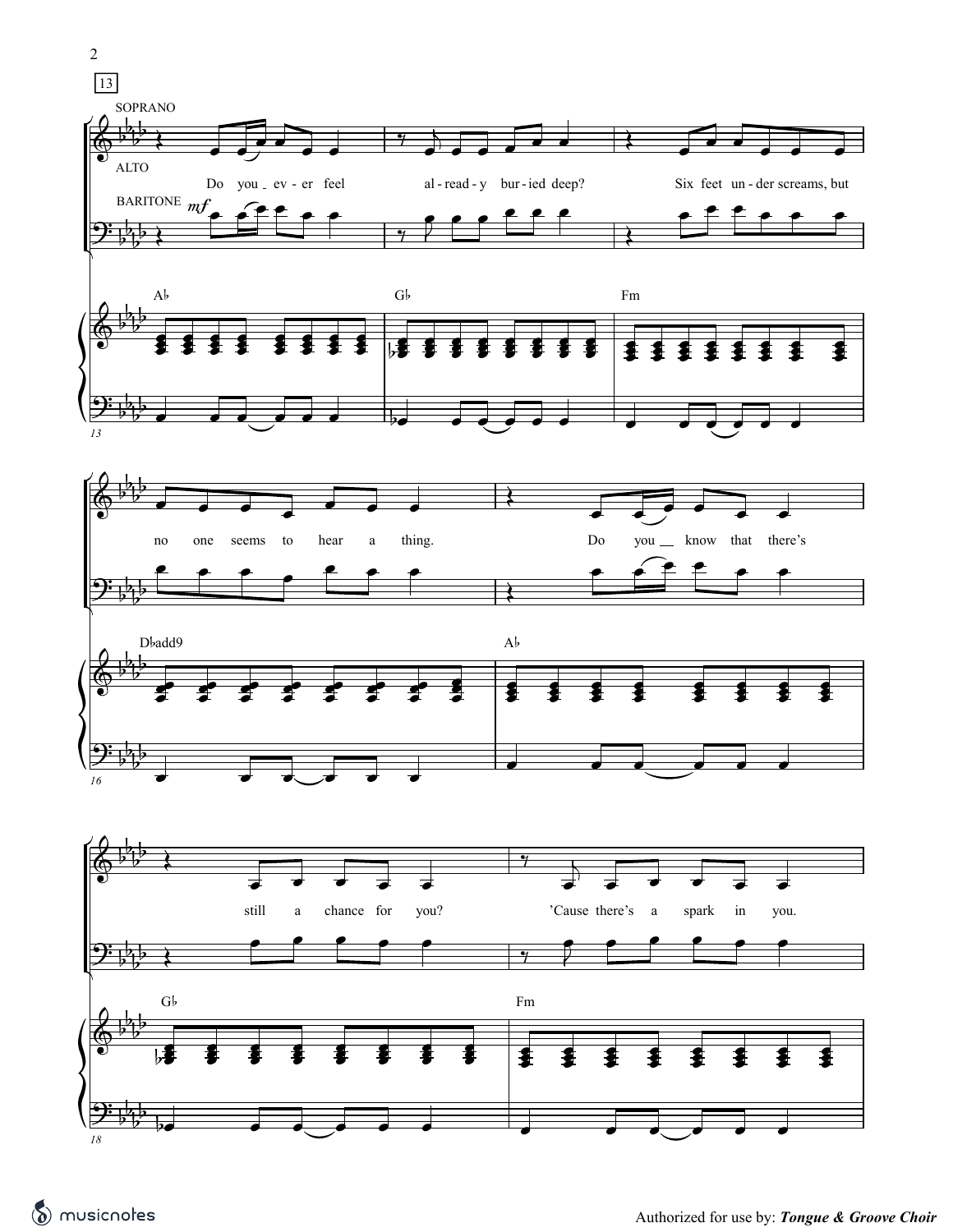13

SOPRANO

ALTO

BARITONE *mf*

Do you ev - er feel al - read - y bur - ied deep? Six feet un - der screams, but

A♭ G♭ Fm

no one seems to hear a thing. Do you know that there's

D♭add9 A♭

still a chance for you? 'Cause there's a spark in you.

G♭ Fm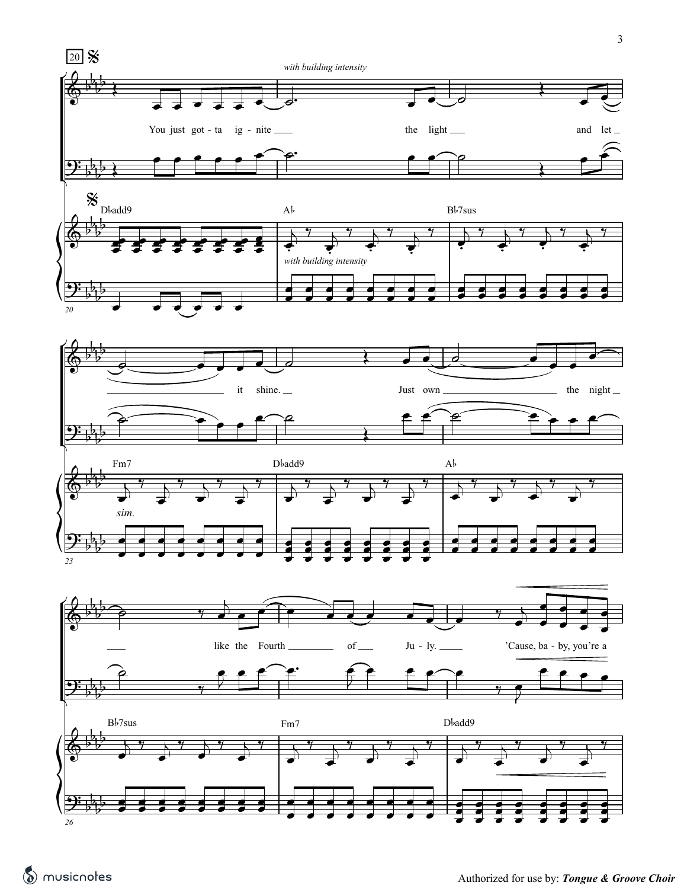20

*with building intensity*

You just got - ta ig - nite the light and let it shine. Just own the night like the Fourth of July. 'Cause, ba - by, you're a

D♭add9 | A♭ | B♭7sus | Fm7 | D♭add9 | A♭ | B♭7sus | Fm7 | D♭add9

*with building intensity*

*sim.*

Authorized for use by: ***Tongue & Groove Choir***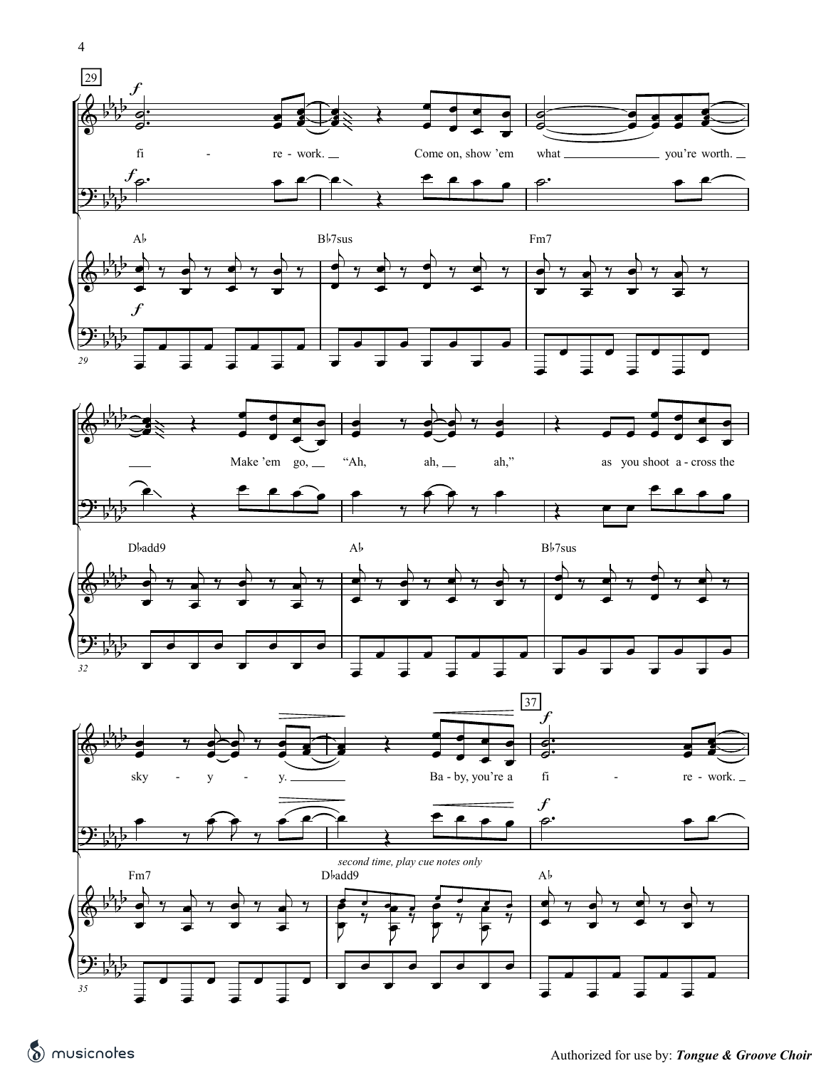29

*f*

fi - re - work. Come on, show 'em what you're worth.

Ab | Bb7sus | Fm7

Make 'em go, "Ah, ah, ah," as you shoot a - cross the

Db add9 | Ab | Bb7sus

32

37

sky - y - y. Ba - by, you're a fi - re - work.

*second time, play cue notes only*

Fm7 | Db add9 | Ab

35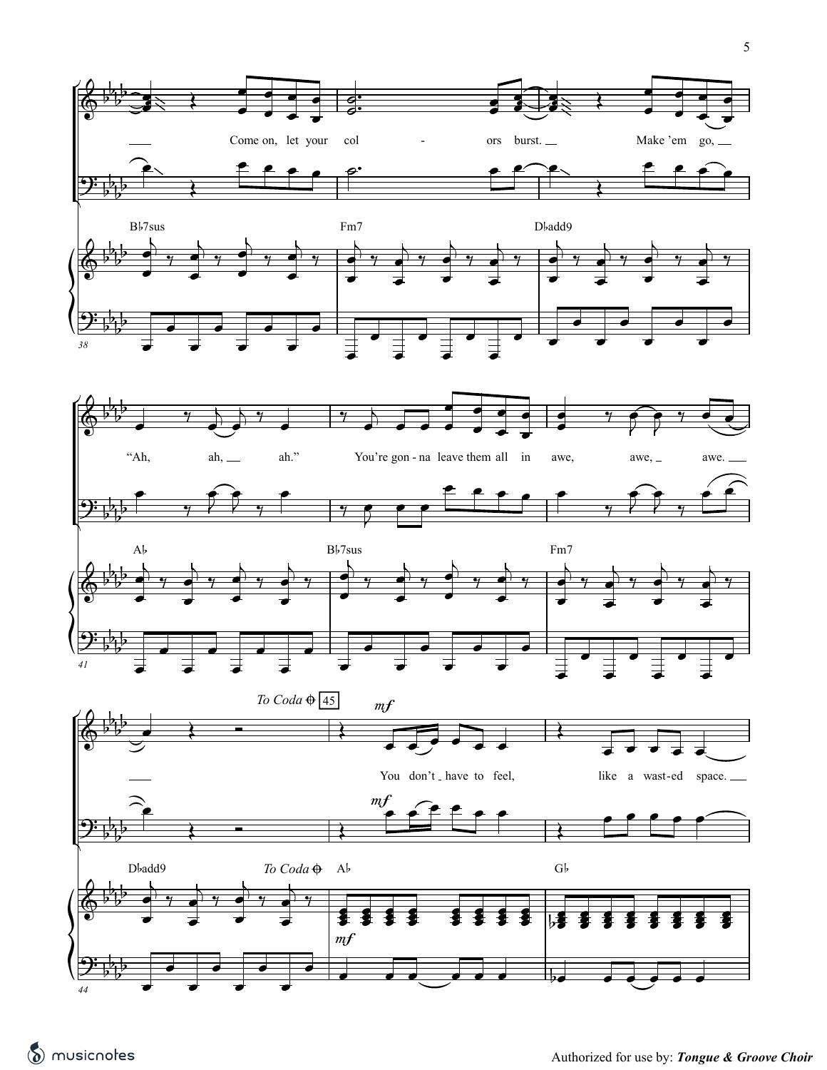Come on, let your col - ors burst. Make 'em go,

B♭7sus Fm7 D♭add9

"Ah, ah, ah." You're gon - na leave them all in awe, awe, awe.

A♭ B♭7sus Fm7

*To Coda* 𝄌 45

*mf*

You don't have to feel, like a wast-ed space.

D♭add9 *To Coda* 𝄌 A♭ G♭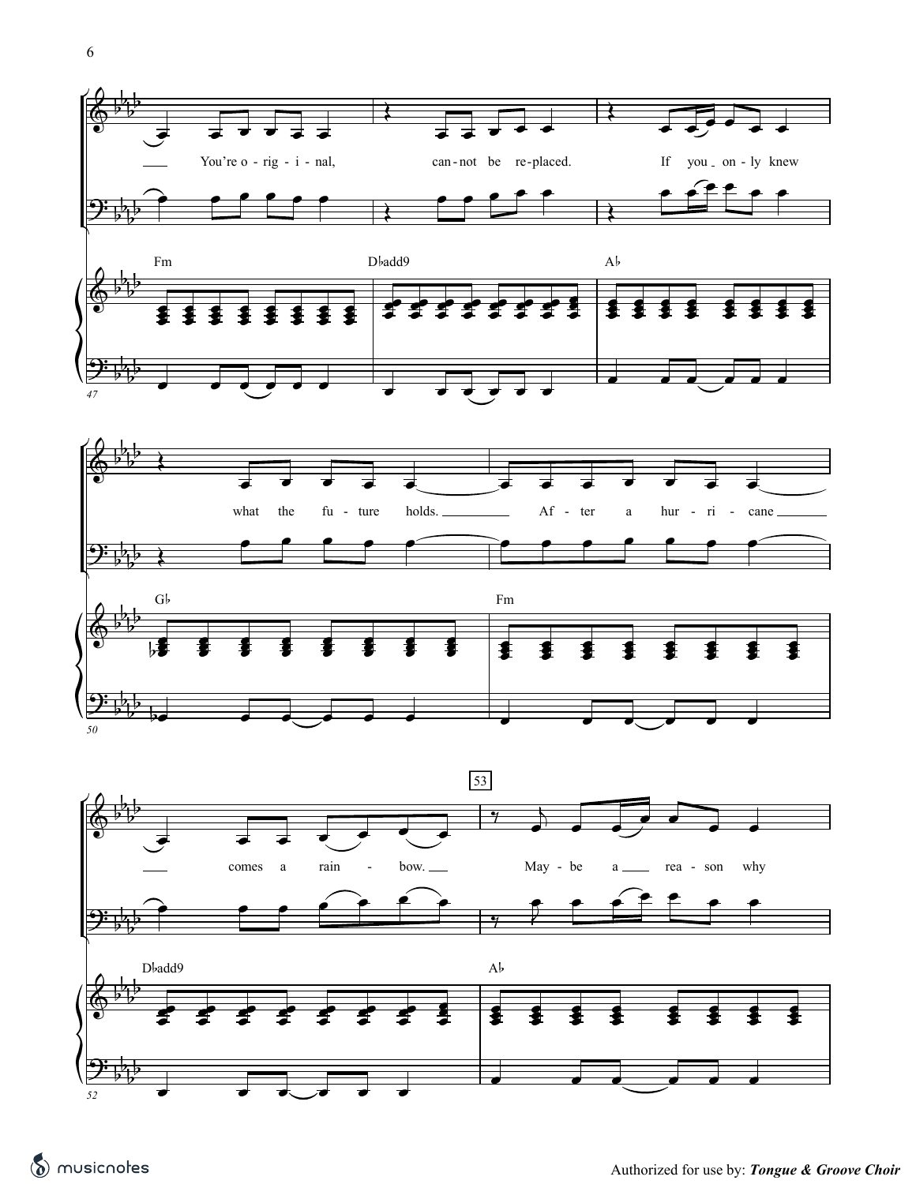You're o - rig - i - nal, can - not be re - placed. If you on - ly knew

Fm Dbadd9 Ab

what the fu - ture holds. Af - ter a hur - ri - cane

Gb Fm

comes a rain - bow. May - be a rea - son why

Dbadd9 Ab

53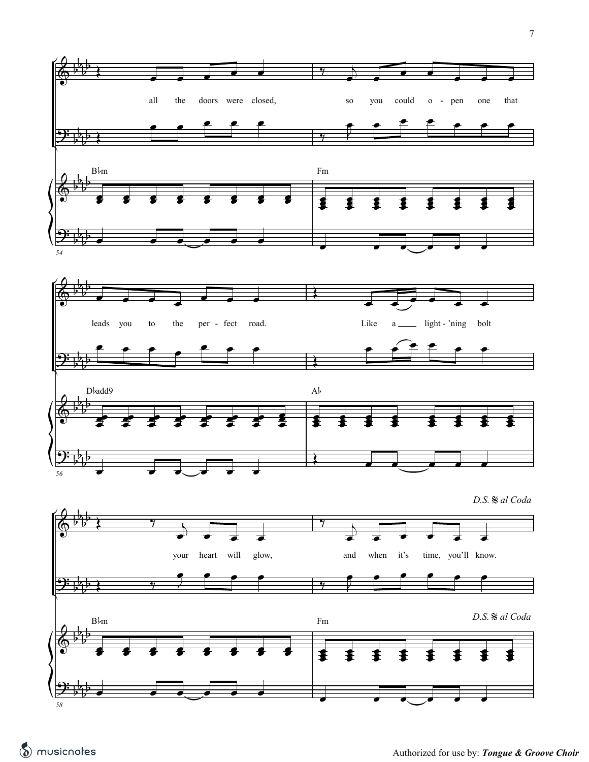Bbm | Fm

all the doors were closed, so you could o - pen one that

Dbadd9 | Ab

leads you to the per - fect road. Like a light - 'ning bolt

Bbm | Fm

your heart will glow, and when it's time, you'll know.

*D.S. al Coda*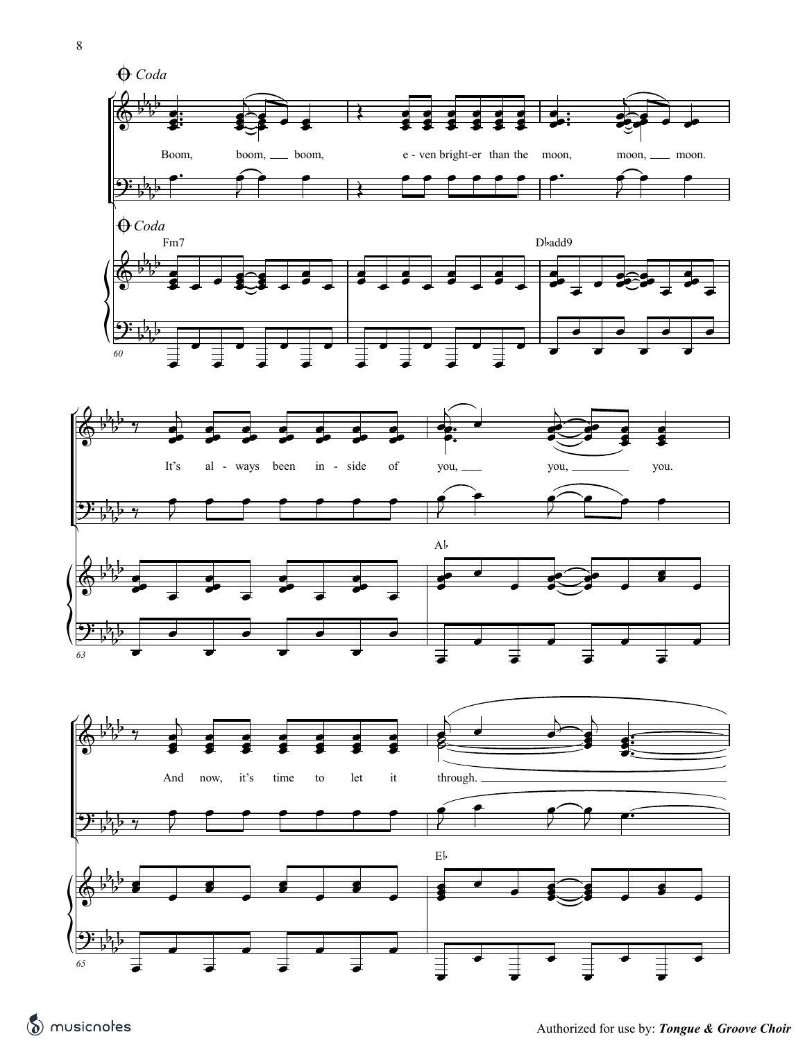𝄌 Coda

Fm7 | Db add9

Boom, boom, boom, e - ven bright-er than the moon, moon, moon.

Ab

It's al - ways been in - side of you, you, you.

Eb

And now, it's time to let it through.

Authorized for use by: ***Tongue & Groove Choir***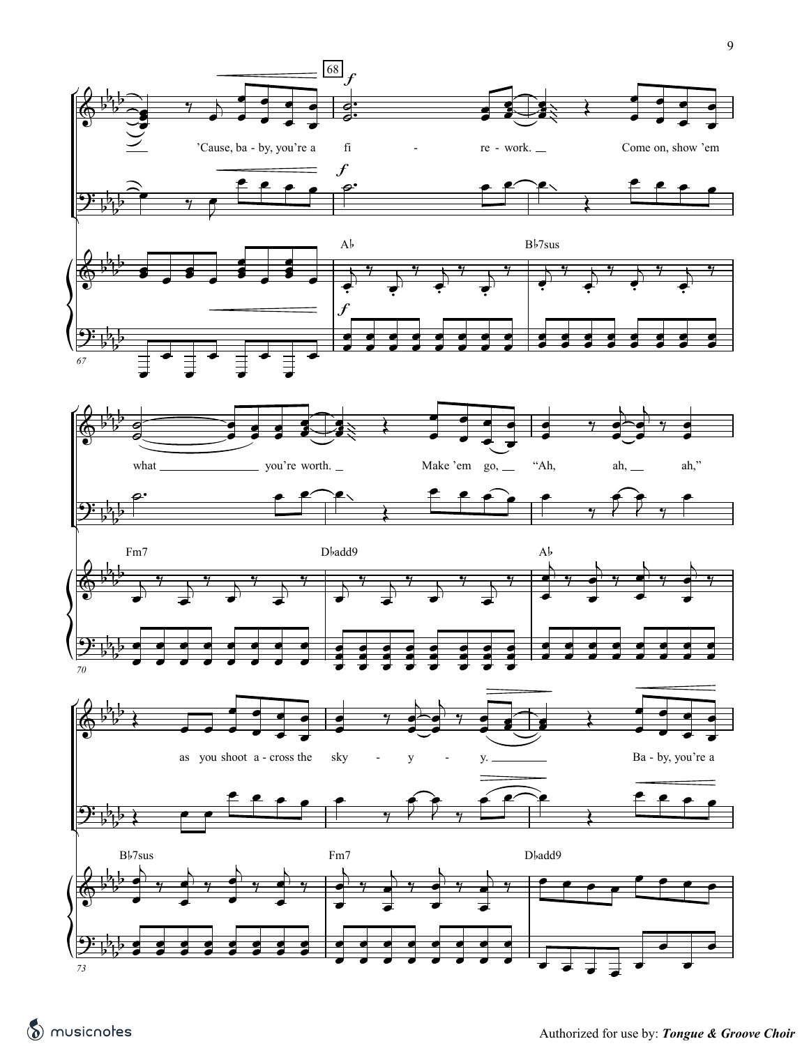'Cause, ba - by, you're a fi - re - work. Come on, show 'em

Ab Bb7sus

what you're worth. Make 'em go, "Ah, ah, ah,"

Fm7 Dbadd9 Ab

as you shoot a - cross the sky - y - y. Ba - by, you're a

Bb7sus Fm7 Dbadd9

Authorized for use by: ***Tongue & Groove Choir***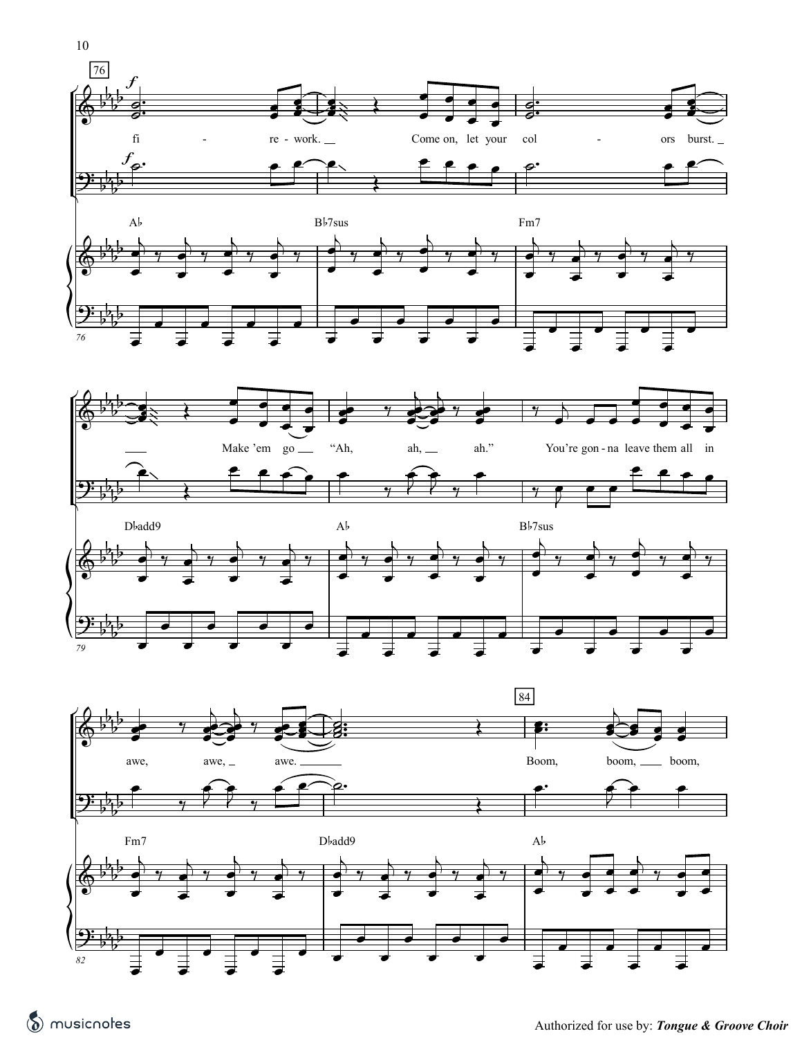76

*f*

fi - re - work. Come on, let your col - ors burst.

Ab | Bb7sus | Fm7

Make 'em go "Ah, ah, ah." You're gon - na leave them all in

Dbadd9 | Ab | Bb7sus

84

awe, awe, awe. Boom, boom, boom,

Fm7 | Dbadd9 | Ab

Authorized for use by: ***Tongue & Groove Choir***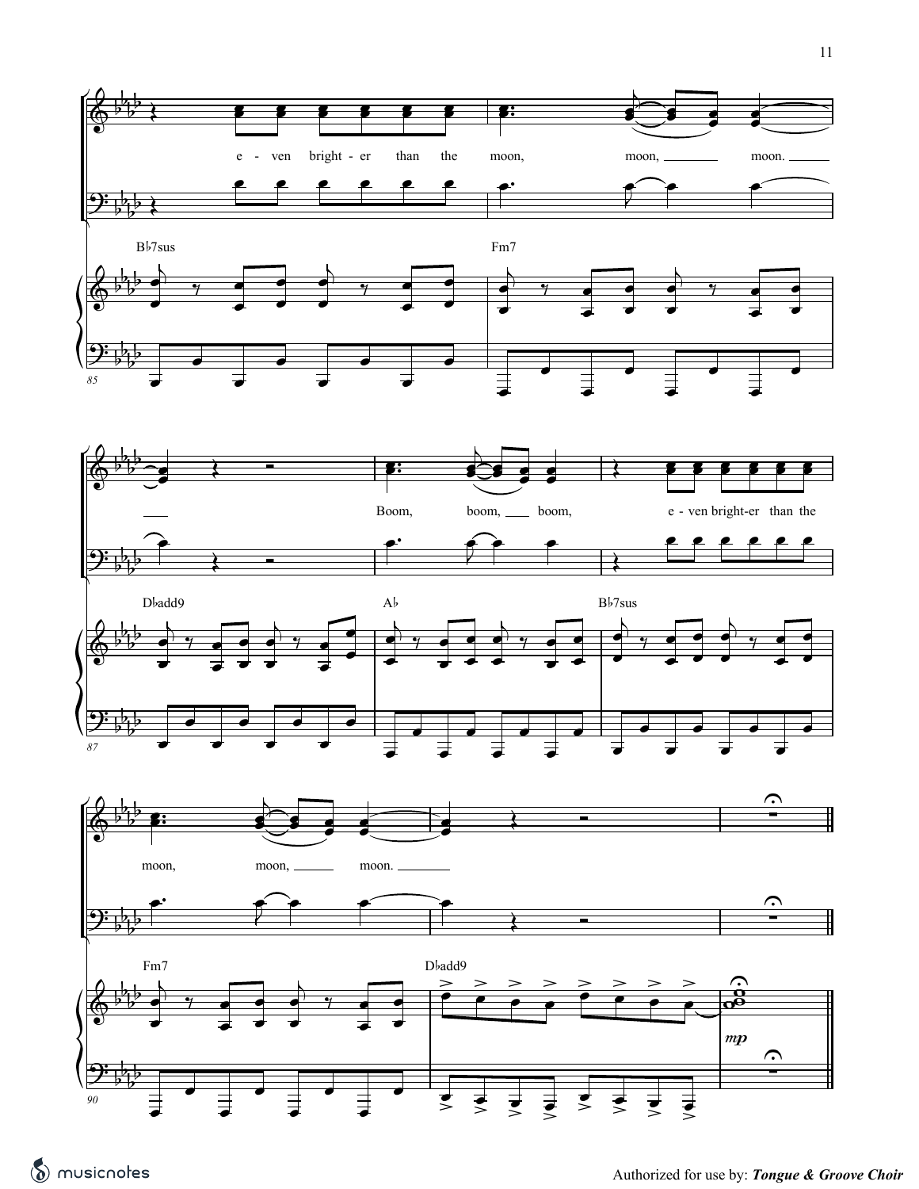e - ven bright - er than the moon, moon, moon.

B♭7sus Fm7

Boom, boom, boom, e - ven bright-er than the

D♭add9 A♭ B♭7sus

moon, moon, moon.

Fm7 D♭add9

*mp*

Authorized for use by: ***Tongue & Groove Choir***